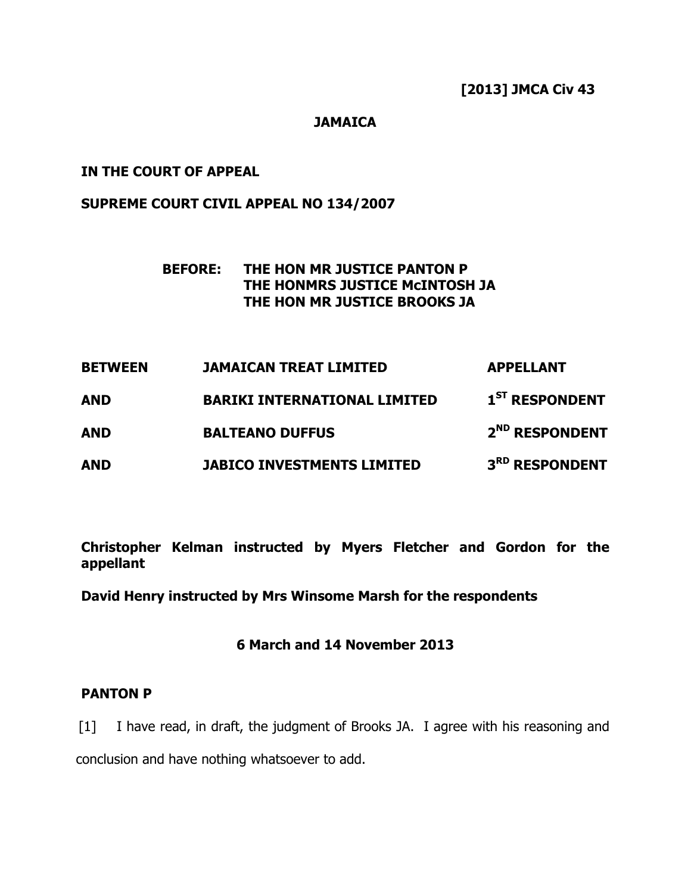**[2013] JMCA Civ 43**

**JAMAICA**

**IN THE COURT OF APPEAL**

**SUPREME COURT CIVIL APPEAL NO 134/2007**

**BEFORE: THE HON MR JUSTICE PANTON P**
**THE HONMRS JUSTICE McINTOSH JA**
**THE HON MR JUSTICE BROOKS JA**

| | | |
|---|---|---|
| **BETWEEN** | **JAMAICAN TREAT LIMITED** | **APPELLANT** |
| **AND** | **BARIKI INTERNATIONAL LIMITED** | **1ST RESPONDENT** |
| **AND** | **BALTEANO DUFFUS** | **2ND RESPONDENT** |
| **AND** | **JABICO INVESTMENTS LIMITED** | **3RD RESPONDENT** |

**Christopher Kelman instructed by Myers Fletcher and Gordon for the appellant**

**David Henry instructed by Mrs Winsome Marsh for the respondents**

**6 March and 14 November 2013**

**PANTON P**

[1] I have read, in draft, the judgment of Brooks JA. I agree with his reasoning and conclusion and have nothing whatsoever to add.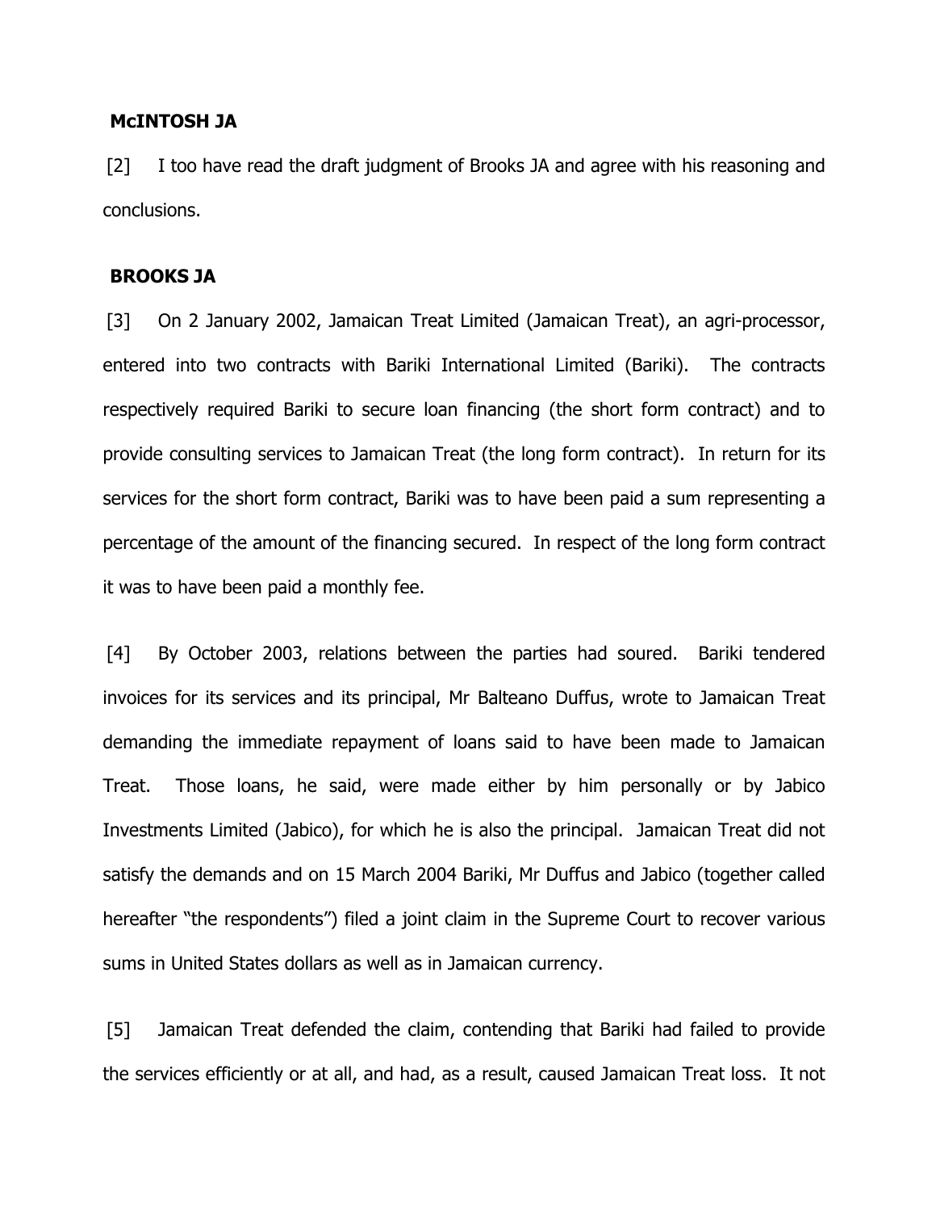**McINTOSH JA**

[2] I too have read the draft judgment of Brooks JA and agree with his reasoning and conclusions.

**BROOKS JA**

[3] On 2 January 2002, Jamaican Treat Limited (Jamaican Treat), an agri-processor, entered into two contracts with Bariki International Limited (Bariki). The contracts respectively required Bariki to secure loan financing (the short form contract) and to provide consulting services to Jamaican Treat (the long form contract). In return for its services for the short form contract, Bariki was to have been paid a sum representing a percentage of the amount of the financing secured. In respect of the long form contract it was to have been paid a monthly fee.

[4] By October 2003, relations between the parties had soured. Bariki tendered invoices for its services and its principal, Mr Balteano Duffus, wrote to Jamaican Treat demanding the immediate repayment of loans said to have been made to Jamaican Treat. Those loans, he said, were made either by him personally or by Jabico Investments Limited (Jabico), for which he is also the principal. Jamaican Treat did not satisfy the demands and on 15 March 2004 Bariki, Mr Duffus and Jabico (together called hereafter "the respondents") filed a joint claim in the Supreme Court to recover various sums in United States dollars as well as in Jamaican currency.

[5] Jamaican Treat defended the claim, contending that Bariki had failed to provide the services efficiently or at all, and had, as a result, caused Jamaican Treat loss. It not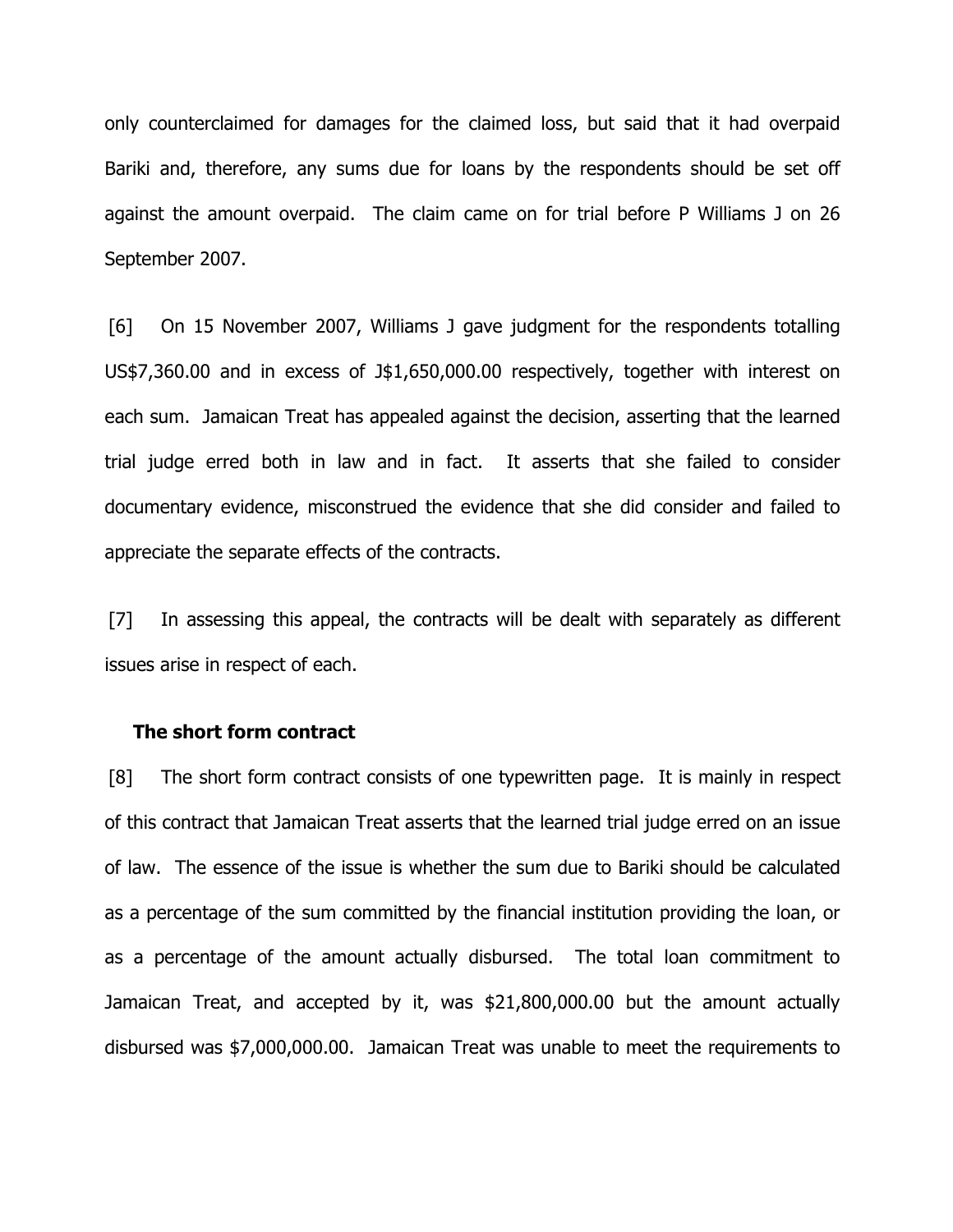only counterclaimed for damages for the claimed loss, but said that it had overpaid Bariki and, therefore, any sums due for loans by the respondents should be set off against the amount overpaid. The claim came on for trial before P Williams J on 26 September 2007.

[6] On 15 November 2007, Williams J gave judgment for the respondents totalling US$7,360.00 and in excess of J$1,650,000.00 respectively, together with interest on each sum. Jamaican Treat has appealed against the decision, asserting that the learned trial judge erred both in law and in fact. It asserts that she failed to consider documentary evidence, misconstrued the evidence that she did consider and failed to appreciate the separate effects of the contracts.

[7] In assessing this appeal, the contracts will be dealt with separately as different issues arise in respect of each.

**The short form contract**

[8] The short form contract consists of one typewritten page. It is mainly in respect of this contract that Jamaican Treat asserts that the learned trial judge erred on an issue of law. The essence of the issue is whether the sum due to Bariki should be calculated as a percentage of the sum committed by the financial institution providing the loan, or as a percentage of the amount actually disbursed. The total loan commitment to Jamaican Treat, and accepted by it, was $21,800,000.00 but the amount actually disbursed was $7,000,000.00. Jamaican Treat was unable to meet the requirements to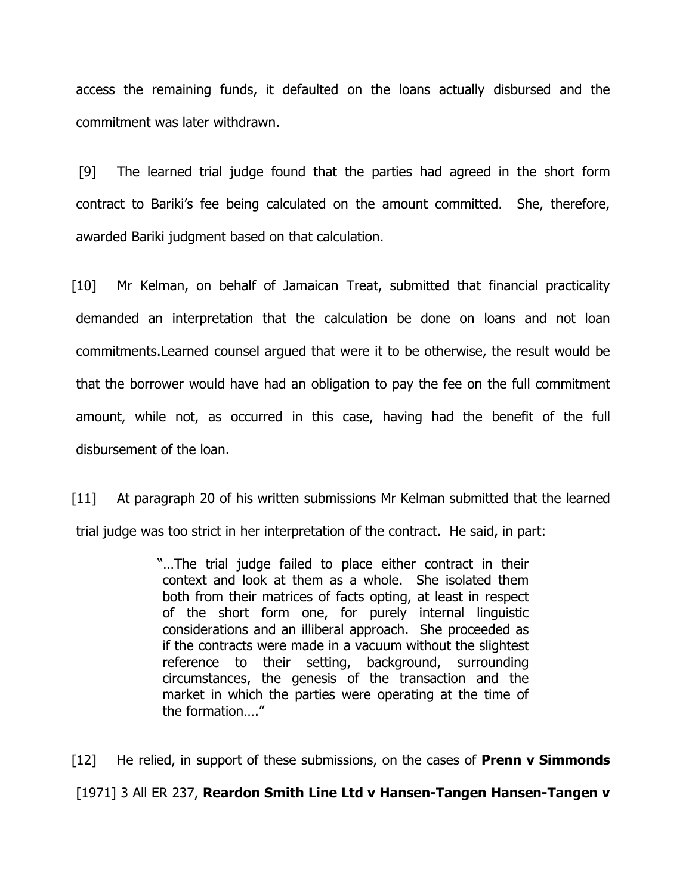access the remaining funds, it defaulted on the loans actually disbursed and the commitment was later withdrawn.

[9] The learned trial judge found that the parties had agreed in the short form contract to Bariki's fee being calculated on the amount committed. She, therefore, awarded Bariki judgment based on that calculation.

[10] Mr Kelman, on behalf of Jamaican Treat, submitted that financial practicality demanded an interpretation that the calculation be done on loans and not loan commitments.Learned counsel argued that were it to be otherwise, the result would be that the borrower would have had an obligation to pay the fee on the full commitment amount, while not, as occurred in this case, having had the benefit of the full disbursement of the loan.

[11] At paragraph 20 of his written submissions Mr Kelman submitted that the learned trial judge was too strict in her interpretation of the contract. He said, in part:

> "…The trial judge failed to place either contract in their context and look at them as a whole. She isolated them both from their matrices of facts opting, at least in respect of the short form one, for purely internal linguistic considerations and an illiberal approach. She proceeded as if the contracts were made in a vacuum without the slightest reference to their setting, background, surrounding circumstances, the genesis of the transaction and the market in which the parties were operating at the time of the formation…."

[12] He relied, in support of these submissions, on the cases of **Prenn v Simmonds** [1971] 3 All ER 237, **Reardon Smith Line Ltd v Hansen-Tangen Hansen-Tangen v**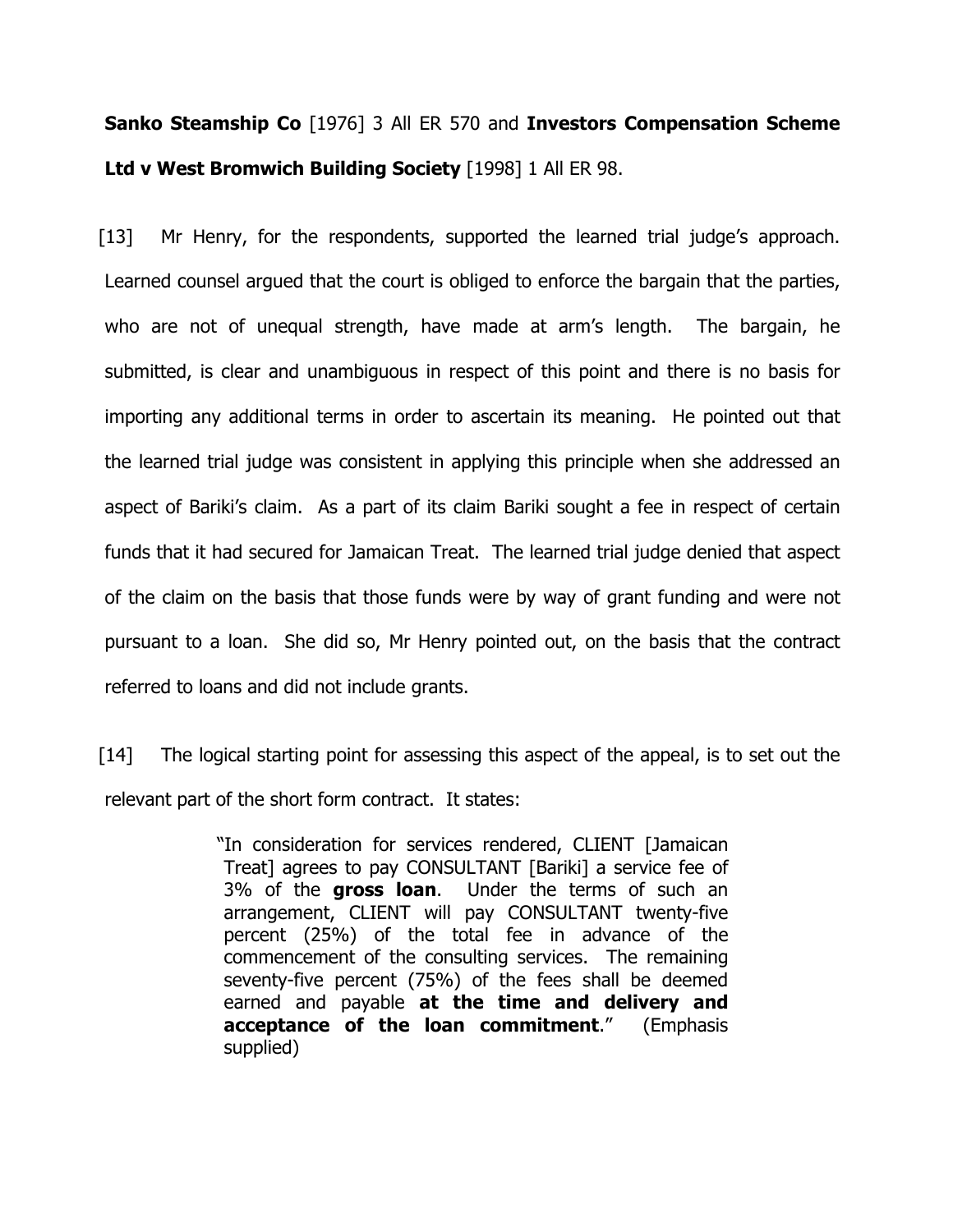**Sanko Steamship Co** [1976] 3 All ER 570 and **Investors Compensation Scheme Ltd v West Bromwich Building Society** [1998] 1 All ER 98.

[13] Mr Henry, for the respondents, supported the learned trial judge's approach. Learned counsel argued that the court is obliged to enforce the bargain that the parties, who are not of unequal strength, have made at arm's length. The bargain, he submitted, is clear and unambiguous in respect of this point and there is no basis for importing any additional terms in order to ascertain its meaning. He pointed out that the learned trial judge was consistent in applying this principle when she addressed an aspect of Bariki's claim. As a part of its claim Bariki sought a fee in respect of certain funds that it had secured for Jamaican Treat. The learned trial judge denied that aspect of the claim on the basis that those funds were by way of grant funding and were not pursuant to a loan. She did so, Mr Henry pointed out, on the basis that the contract referred to loans and did not include grants.

[14] The logical starting point for assessing this aspect of the appeal, is to set out the relevant part of the short form contract. It states:

> "In consideration for services rendered, CLIENT [Jamaican Treat] agrees to pay CONSULTANT [Bariki] a service fee of 3% of the **gross loan**. Under the terms of such an arrangement, CLIENT will pay CONSULTANT twenty-five percent (25%) of the total fee in advance of the commencement of the consulting services. The remaining seventy-five percent (75%) of the fees shall be deemed earned and payable **at the time and delivery and acceptance of the loan commitment**." (Emphasis supplied)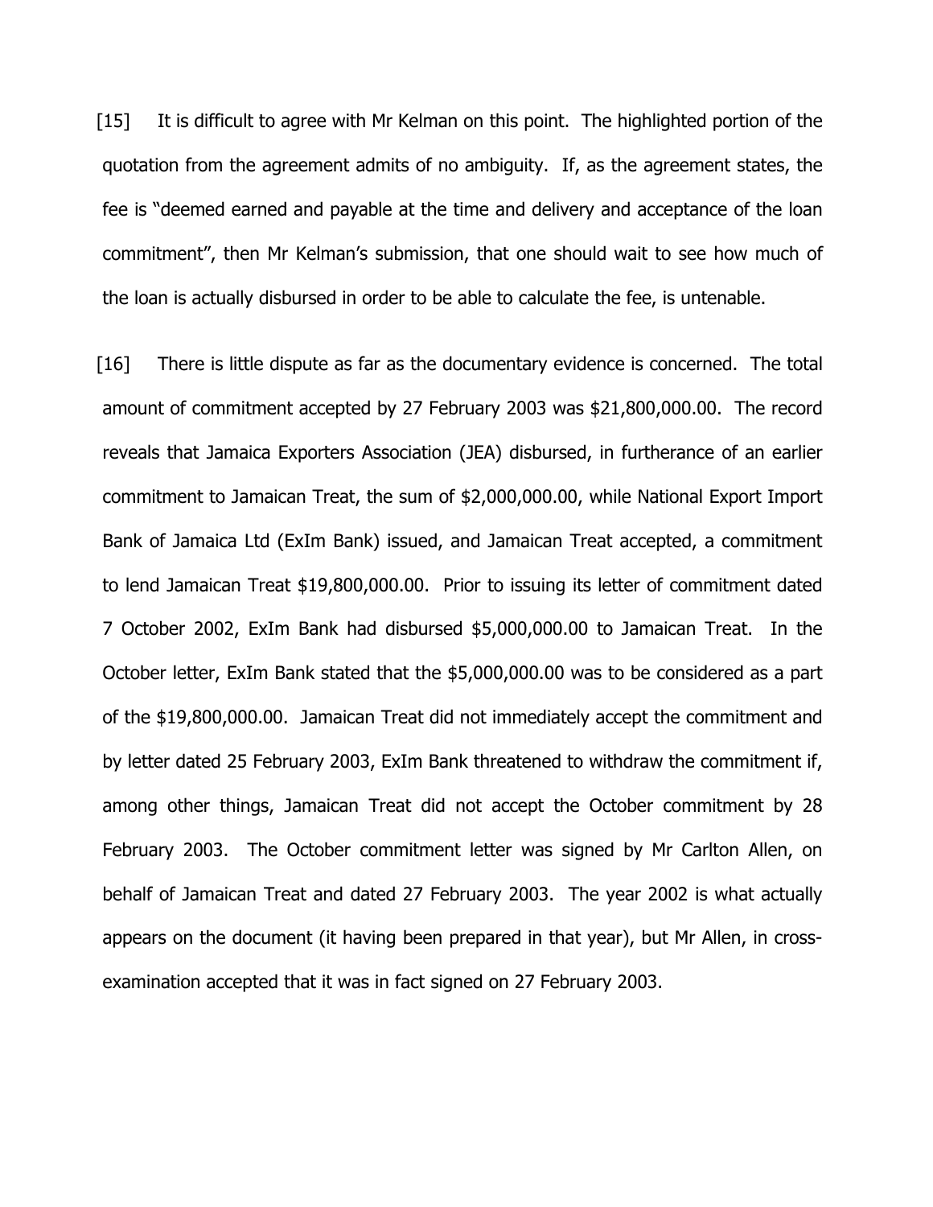[15] It is difficult to agree with Mr Kelman on this point. The highlighted portion of the quotation from the agreement admits of no ambiguity. If, as the agreement states, the fee is "deemed earned and payable at the time and delivery and acceptance of the loan commitment", then Mr Kelman's submission, that one should wait to see how much of the loan is actually disbursed in order to be able to calculate the fee, is untenable.

[16] There is little dispute as far as the documentary evidence is concerned. The total amount of commitment accepted by 27 February 2003 was $21,800,000.00. The record reveals that Jamaica Exporters Association (JEA) disbursed, in furtherance of an earlier commitment to Jamaican Treat, the sum of $2,000,000.00, while National Export Import Bank of Jamaica Ltd (ExIm Bank) issued, and Jamaican Treat accepted, a commitment to lend Jamaican Treat $19,800,000.00. Prior to issuing its letter of commitment dated 7 October 2002, ExIm Bank had disbursed $5,000,000.00 to Jamaican Treat. In the October letter, ExIm Bank stated that the $5,000,000.00 was to be considered as a part of the $19,800,000.00. Jamaican Treat did not immediately accept the commitment and by letter dated 25 February 2003, ExIm Bank threatened to withdraw the commitment if, among other things, Jamaican Treat did not accept the October commitment by 28 February 2003. The October commitment letter was signed by Mr Carlton Allen, on behalf of Jamaican Treat and dated 27 February 2003. The year 2002 is what actually appears on the document (it having been prepared in that year), but Mr Allen, in cross-examination accepted that it was in fact signed on 27 February 2003.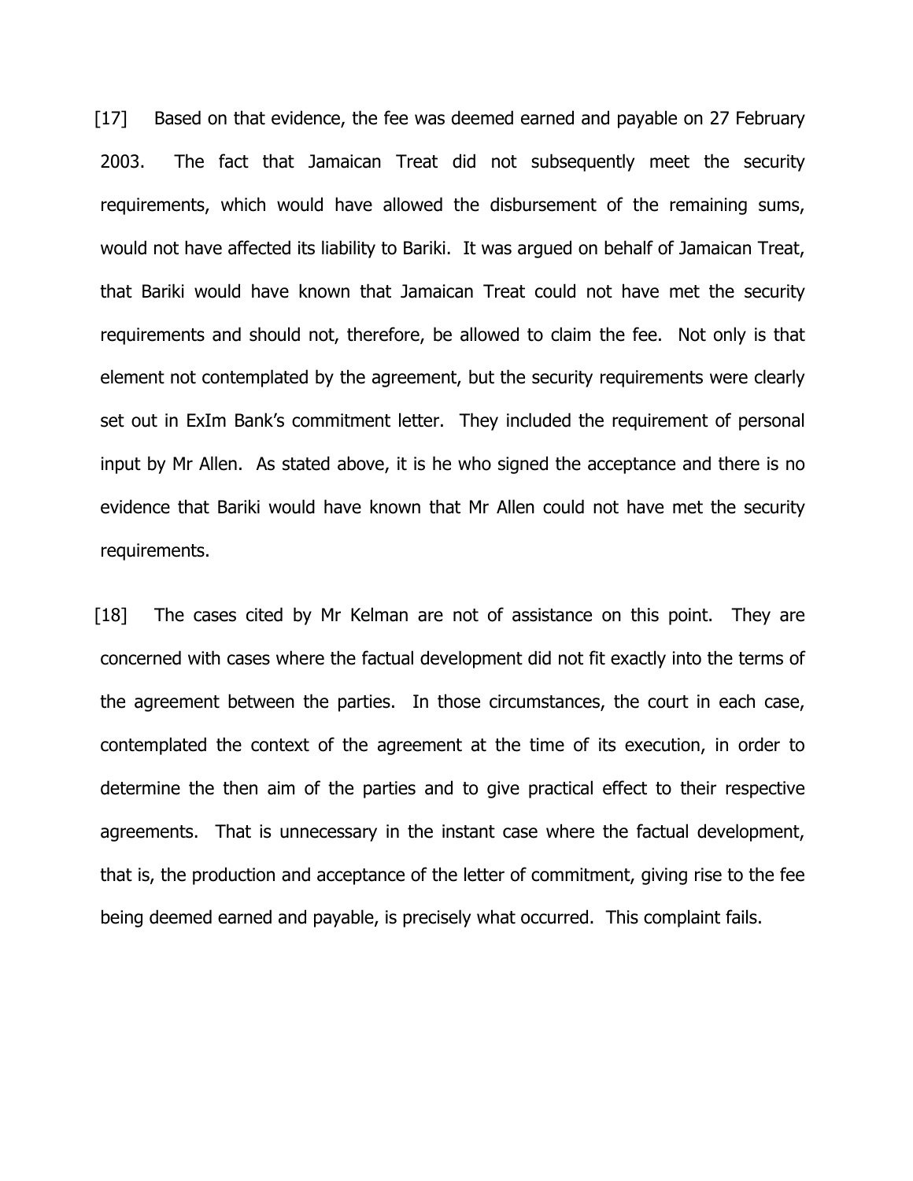[17] Based on that evidence, the fee was deemed earned and payable on 27 February 2003. The fact that Jamaican Treat did not subsequently meet the security requirements, which would have allowed the disbursement of the remaining sums, would not have affected its liability to Bariki. It was argued on behalf of Jamaican Treat, that Bariki would have known that Jamaican Treat could not have met the security requirements and should not, therefore, be allowed to claim the fee. Not only is that element not contemplated by the agreement, but the security requirements were clearly set out in ExIm Bank's commitment letter. They included the requirement of personal input by Mr Allen. As stated above, it is he who signed the acceptance and there is no evidence that Bariki would have known that Mr Allen could not have met the security requirements.

[18] The cases cited by Mr Kelman are not of assistance on this point. They are concerned with cases where the factual development did not fit exactly into the terms of the agreement between the parties. In those circumstances, the court in each case, contemplated the context of the agreement at the time of its execution, in order to determine the then aim of the parties and to give practical effect to their respective agreements. That is unnecessary in the instant case where the factual development, that is, the production and acceptance of the letter of commitment, giving rise to the fee being deemed earned and payable, is precisely what occurred. This complaint fails.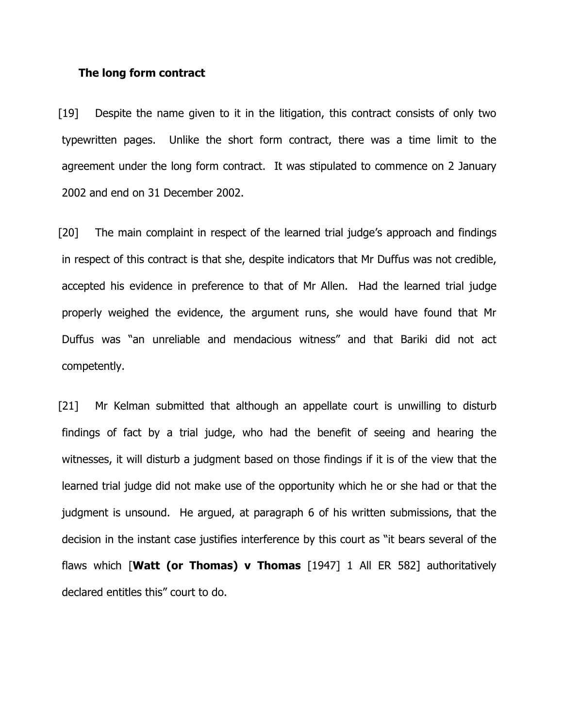### The long form contract

[19] Despite the name given to it in the litigation, this contract consists of only two typewritten pages. Unlike the short form contract, there was a time limit to the agreement under the long form contract. It was stipulated to commence on 2 January 2002 and end on 31 December 2002.

[20] The main complaint in respect of the learned trial judge's approach and findings in respect of this contract is that she, despite indicators that Mr Duffus was not credible, accepted his evidence in preference to that of Mr Allen. Had the learned trial judge properly weighed the evidence, the argument runs, she would have found that Mr Duffus was "an unreliable and mendacious witness" and that Bariki did not act competently.

[21] Mr Kelman submitted that although an appellate court is unwilling to disturb findings of fact by a trial judge, who had the benefit of seeing and hearing the witnesses, it will disturb a judgment based on those findings if it is of the view that the learned trial judge did not make use of the opportunity which he or she had or that the judgment is unsound. He argued, at paragraph 6 of his written submissions, that the decision in the instant case justifies interference by this court as "it bears several of the flaws which [**Watt (or Thomas) v Thomas** [1947] 1 All ER 582] authoritatively declared entitles this" court to do.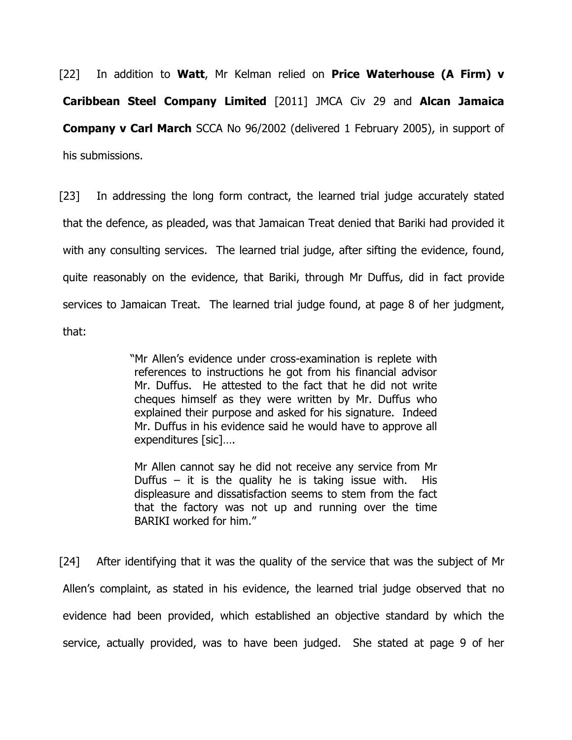[22] In addition to **Watt**, Mr Kelman relied on **Price Waterhouse (A Firm) v Caribbean Steel Company Limited** [2011] JMCA Civ 29 and **Alcan Jamaica Company v Carl March** SCCA No 96/2002 (delivered 1 February 2005), in support of his submissions.

[23] In addressing the long form contract, the learned trial judge accurately stated that the defence, as pleaded, was that Jamaican Treat denied that Bariki had provided it with any consulting services. The learned trial judge, after sifting the evidence, found, quite reasonably on the evidence, that Bariki, through Mr Duffus, did in fact provide services to Jamaican Treat. The learned trial judge found, at page 8 of her judgment, that:

> "Mr Allen's evidence under cross-examination is replete with references to instructions he got from his financial advisor Mr. Duffus. He attested to the fact that he did not write cheques himself as they were written by Mr. Duffus who explained their purpose and asked for his signature. Indeed Mr. Duffus in his evidence said he would have to approve all expenditures [sic]….
>
> Mr Allen cannot say he did not receive any service from Mr Duffus – it is the quality he is taking issue with. His displeasure and dissatisfaction seems to stem from the fact that the factory was not up and running over the time BARIKI worked for him."

[24] After identifying that it was the quality of the service that was the subject of Mr Allen's complaint, as stated in his evidence, the learned trial judge observed that no evidence had been provided, which established an objective standard by which the service, actually provided, was to have been judged. She stated at page 9 of her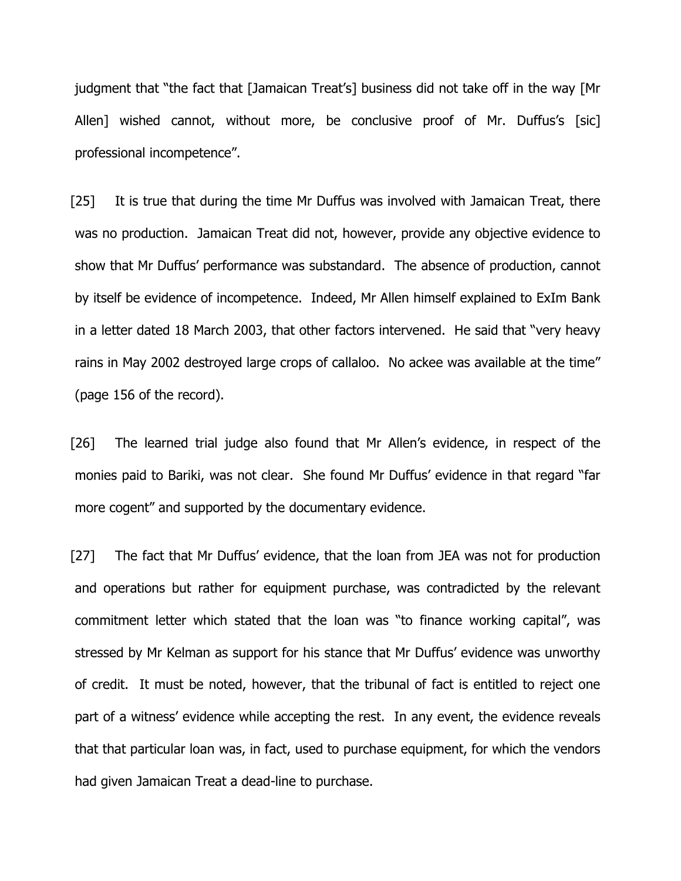judgment that "the fact that [Jamaican Treat's] business did not take off in the way [Mr Allen] wished cannot, without more, be conclusive proof of Mr. Duffus's [sic] professional incompetence".

[25] It is true that during the time Mr Duffus was involved with Jamaican Treat, there was no production. Jamaican Treat did not, however, provide any objective evidence to show that Mr Duffus' performance was substandard. The absence of production, cannot by itself be evidence of incompetence. Indeed, Mr Allen himself explained to ExIm Bank in a letter dated 18 March 2003, that other factors intervened. He said that "very heavy rains in May 2002 destroyed large crops of callaloo. No ackee was available at the time" (page 156 of the record).

[26] The learned trial judge also found that Mr Allen's evidence, in respect of the monies paid to Bariki, was not clear. She found Mr Duffus' evidence in that regard "far more cogent" and supported by the documentary evidence.

[27] The fact that Mr Duffus' evidence, that the loan from JEA was not for production and operations but rather for equipment purchase, was contradicted by the relevant commitment letter which stated that the loan was "to finance working capital", was stressed by Mr Kelman as support for his stance that Mr Duffus' evidence was unworthy of credit. It must be noted, however, that the tribunal of fact is entitled to reject one part of a witness' evidence while accepting the rest. In any event, the evidence reveals that that particular loan was, in fact, used to purchase equipment, for which the vendors had given Jamaican Treat a dead-line to purchase.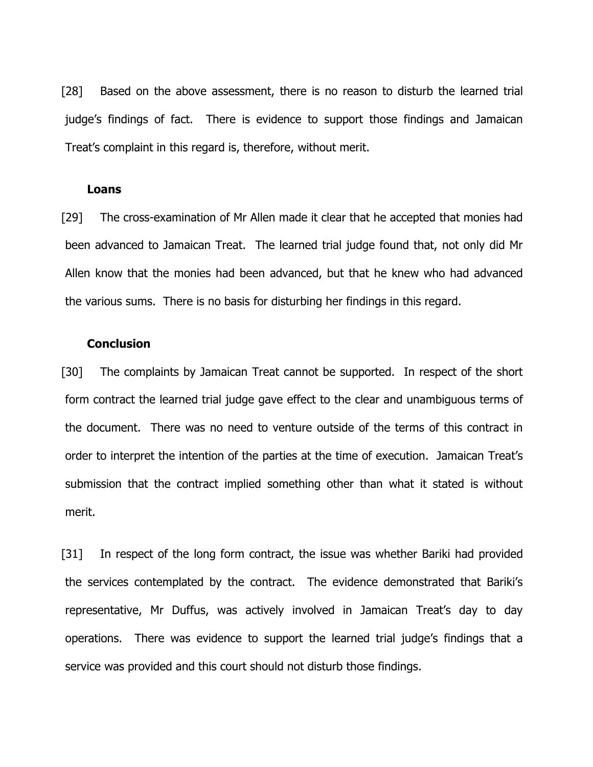[28] Based on the above assessment, there is no reason to disturb the learned trial judge's findings of fact. There is evidence to support those findings and Jamaican Treat's complaint in this regard is, therefore, without merit.

**Loans**

[29] The cross-examination of Mr Allen made it clear that he accepted that monies had been advanced to Jamaican Treat. The learned trial judge found that, not only did Mr Allen know that the monies had been advanced, but that he knew who had advanced the various sums. There is no basis for disturbing her findings in this regard.

**Conclusion**

[30] The complaints by Jamaican Treat cannot be supported. In respect of the short form contract the learned trial judge gave effect to the clear and unambiguous terms of the document. There was no need to venture outside of the terms of this contract in order to interpret the intention of the parties at the time of execution. Jamaican Treat's submission that the contract implied something other than what it stated is without merit.

[31] In respect of the long form contract, the issue was whether Bariki had provided the services contemplated by the contract. The evidence demonstrated that Bariki's representative, Mr Duffus, was actively involved in Jamaican Treat's day to day operations. There was evidence to support the learned trial judge's findings that a service was provided and this court should not disturb those findings.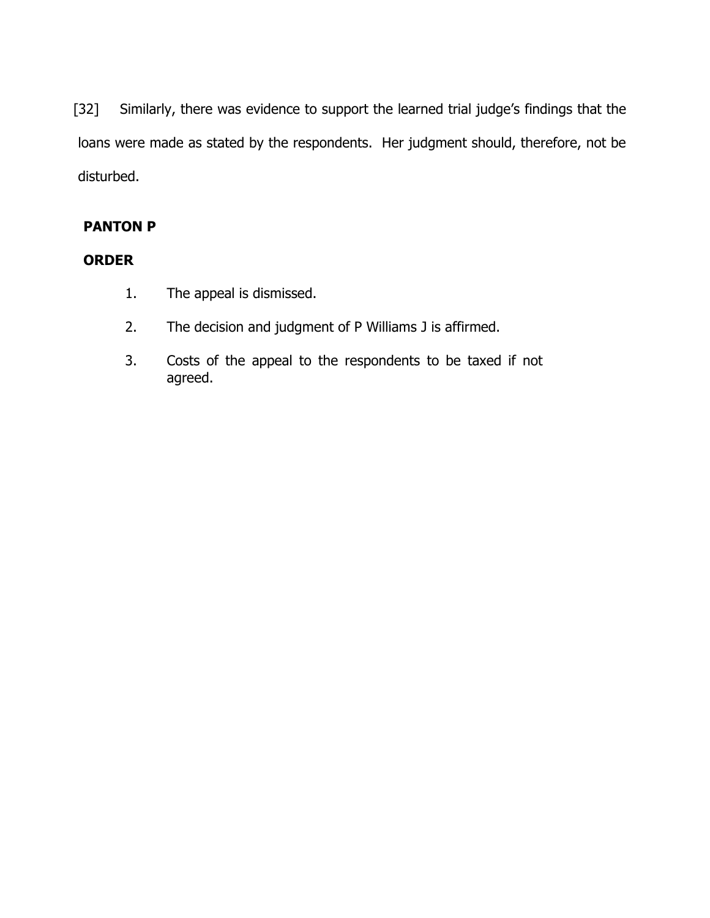[32] Similarly, there was evidence to support the learned trial judge's findings that the loans were made as stated by the respondents. Her judgment should, therefore, not be disturbed.

**PANTON P**

**ORDER**

1. The appeal is dismissed.
2. The decision and judgment of P Williams J is affirmed.
3. Costs of the appeal to the respondents to be taxed if not agreed.